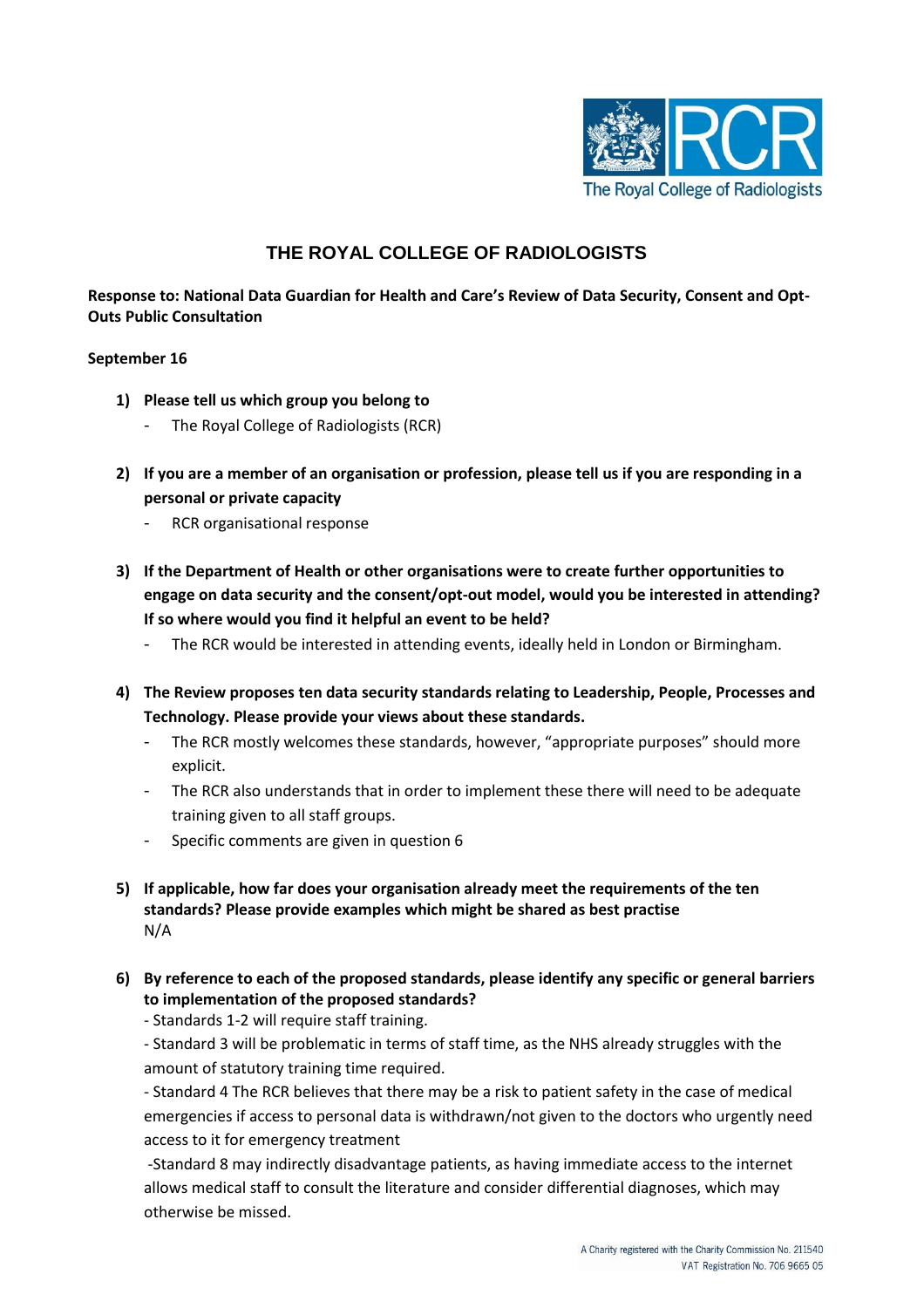# THE ROYAL COLLEGE OF RADIOLOGISTS

**Response to: National Data Guardian for Health and Care's Review of Data Security, Consent and Opt-Outs Public Consultation**

**September 16**

1) **Please tell us which group you belong to**
   - The Royal College of Radiologists (RCR)

2) **If you are a member of an organisation or profession, please tell us if you are responding in a personal or private capacity**
   - RCR organisational response

3) **If the Department of Health or other organisations were to create further opportunities to engage on data security and the consent/opt-out model, would you be interested in attending? If so where would you find it helpful an event to be held?**
   - The RCR would be interested in attending events, ideally held in London or Birmingham.

4) **The Review proposes ten data security standards relating to Leadership, People, Processes and Technology. Please provide your views about these standards.**
   - The RCR mostly welcomes these standards, however, "appropriate purposes" should more explicit.
   - The RCR also understands that in order to implement these there will need to be adequate training given to all staff groups.
   - Specific comments are given in question 6

5) **If applicable, how far does your organisation already meet the requirements of the ten standards? Please provide examples which might be shared as best practise**
   N/A

6) **By reference to each of the proposed standards, please identify any specific or general barriers to implementation of the proposed standards?**
   - Standards 1-2 will require staff training.
   - Standard 3 will be problematic in terms of staff time, as the NHS already struggles with the amount of statutory training time required.
   - Standard 4 The RCR believes that there may be a risk to patient safety in the case of medical emergencies if access to personal data is withdrawn/not given to the doctors who urgently need access to it for emergency treatment
   - Standard 8 may indirectly disadvantage patients, as having immediate access to the internet allows medical staff to consult the literature and consider differential diagnoses, which may otherwise be missed.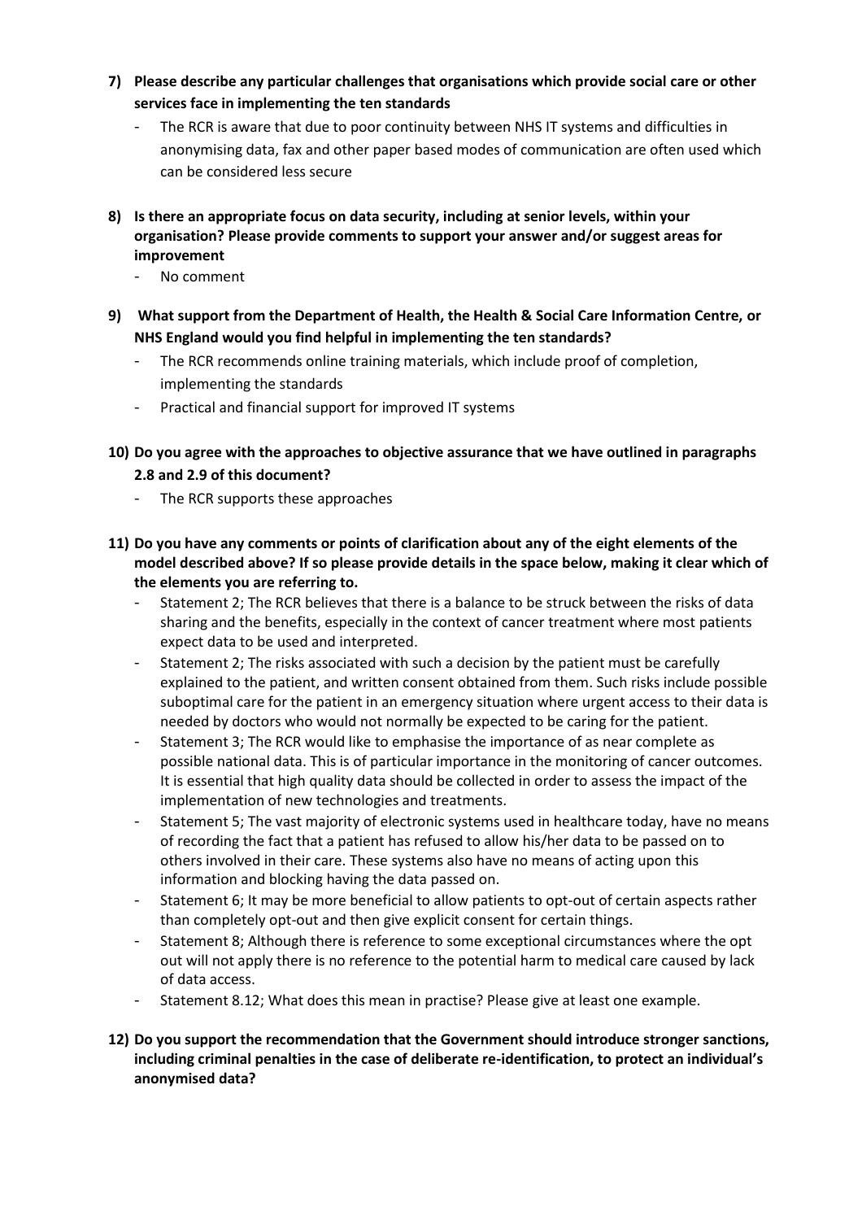**7) Please describe any particular challenges that organisations which provide social care or other services face in implementing the ten standards**

- The RCR is aware that due to poor continuity between NHS IT systems and difficulties in anonymising data, fax and other paper based modes of communication are often used which can be considered less secure

**8) Is there an appropriate focus on data security, including at senior levels, within your organisation? Please provide comments to support your answer and/or suggest areas for improvement**

- No comment

**9) What support from the Department of Health, the Health & Social Care Information Centre, or NHS England would you find helpful in implementing the ten standards?**

- The RCR recommends online training materials, which include proof of completion, implementing the standards
- Practical and financial support for improved IT systems

**10) Do you agree with the approaches to objective assurance that we have outlined in paragraphs 2.8 and 2.9 of this document?**

- The RCR supports these approaches

**11) Do you have any comments or points of clarification about any of the eight elements of the model described above? If so please provide details in the space below, making it clear which of the elements you are referring to.**

- Statement 2; The RCR believes that there is a balance to be struck between the risks of data sharing and the benefits, especially in the context of cancer treatment where most patients expect data to be used and interpreted.
- Statement 2; The risks associated with such a decision by the patient must be carefully explained to the patient, and written consent obtained from them. Such risks include possible suboptimal care for the patient in an emergency situation where urgent access to their data is needed by doctors who would not normally be expected to be caring for the patient.
- Statement 3; The RCR would like to emphasise the importance of as near complete as possible national data. This is of particular importance in the monitoring of cancer outcomes. It is essential that high quality data should be collected in order to assess the impact of the implementation of new technologies and treatments.
- Statement 5; The vast majority of electronic systems used in healthcare today, have no means of recording the fact that a patient has refused to allow his/her data to be passed on to others involved in their care. These systems also have no means of acting upon this information and blocking having the data passed on.
- Statement 6; It may be more beneficial to allow patients to opt-out of certain aspects rather than completely opt-out and then give explicit consent for certain things.
- Statement 8; Although there is reference to some exceptional circumstances where the opt out will not apply there is no reference to the potential harm to medical care caused by lack of data access.
- Statement 8.12; What does this mean in practise? Please give at least one example.

**12) Do you support the recommendation that the Government should introduce stronger sanctions, including criminal penalties in the case of deliberate re-identification, to protect an individual's anonymised data?**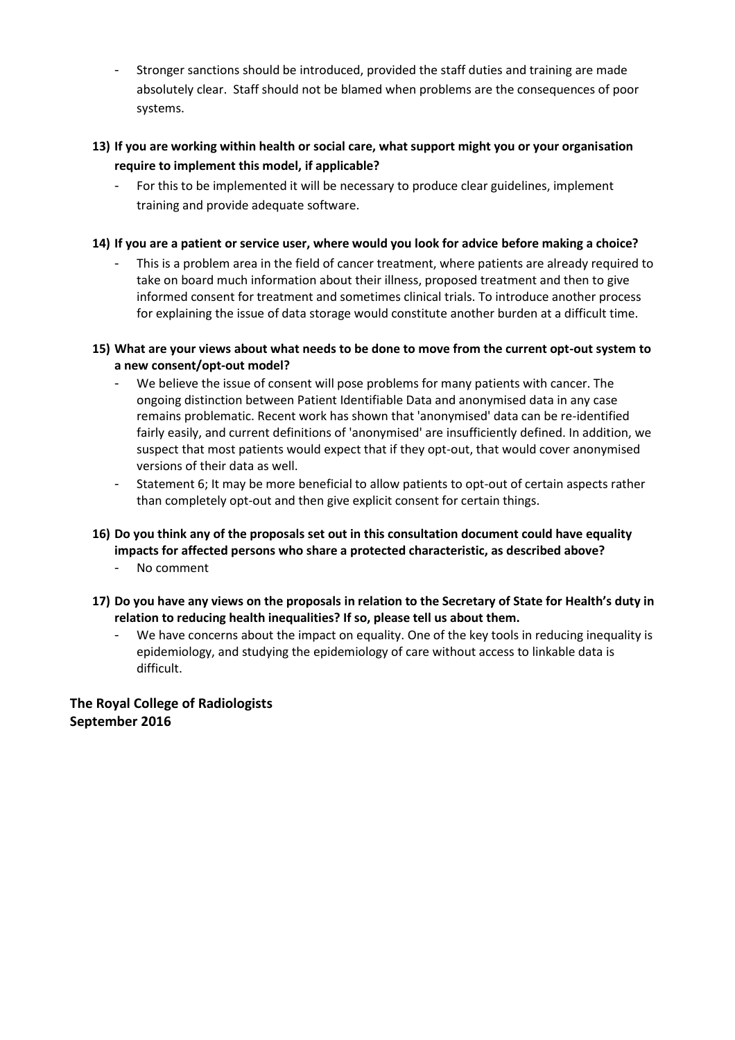- Stronger sanctions should be introduced, provided the staff duties and training are made absolutely clear. Staff should not be blamed when problems are the consequences of poor systems.

**13) If you are working within health or social care, what support might you or your organisation require to implement this model, if applicable?**

- For this to be implemented it will be necessary to produce clear guidelines, implement training and provide adequate software.

**14) If you are a patient or service user, where would you look for advice before making a choice?**

- This is a problem area in the field of cancer treatment, where patients are already required to take on board much information about their illness, proposed treatment and then to give informed consent for treatment and sometimes clinical trials. To introduce another process for explaining the issue of data storage would constitute another burden at a difficult time.

**15) What are your views about what needs to be done to move from the current opt-out system to a new consent/opt-out model?**

- We believe the issue of consent will pose problems for many patients with cancer. The ongoing distinction between Patient Identifiable Data and anonymised data in any case remains problematic. Recent work has shown that 'anonymised' data can be re-identified fairly easily, and current definitions of 'anonymised' are insufficiently defined. In addition, we suspect that most patients would expect that if they opt-out, that would cover anonymised versions of their data as well.
- Statement 6; It may be more beneficial to allow patients to opt-out of certain aspects rather than completely opt-out and then give explicit consent for certain things.

**16) Do you think any of the proposals set out in this consultation document could have equality impacts for affected persons who share a protected characteristic, as described above?**

- No comment

**17) Do you have any views on the proposals in relation to the Secretary of State for Health's duty in relation to reducing health inequalities? If so, please tell us about them.**

- We have concerns about the impact on equality. One of the key tools in reducing inequality is epidemiology, and studying the epidemiology of care without access to linkable data is difficult.

**The Royal College of Radiologists**
**September 2016**